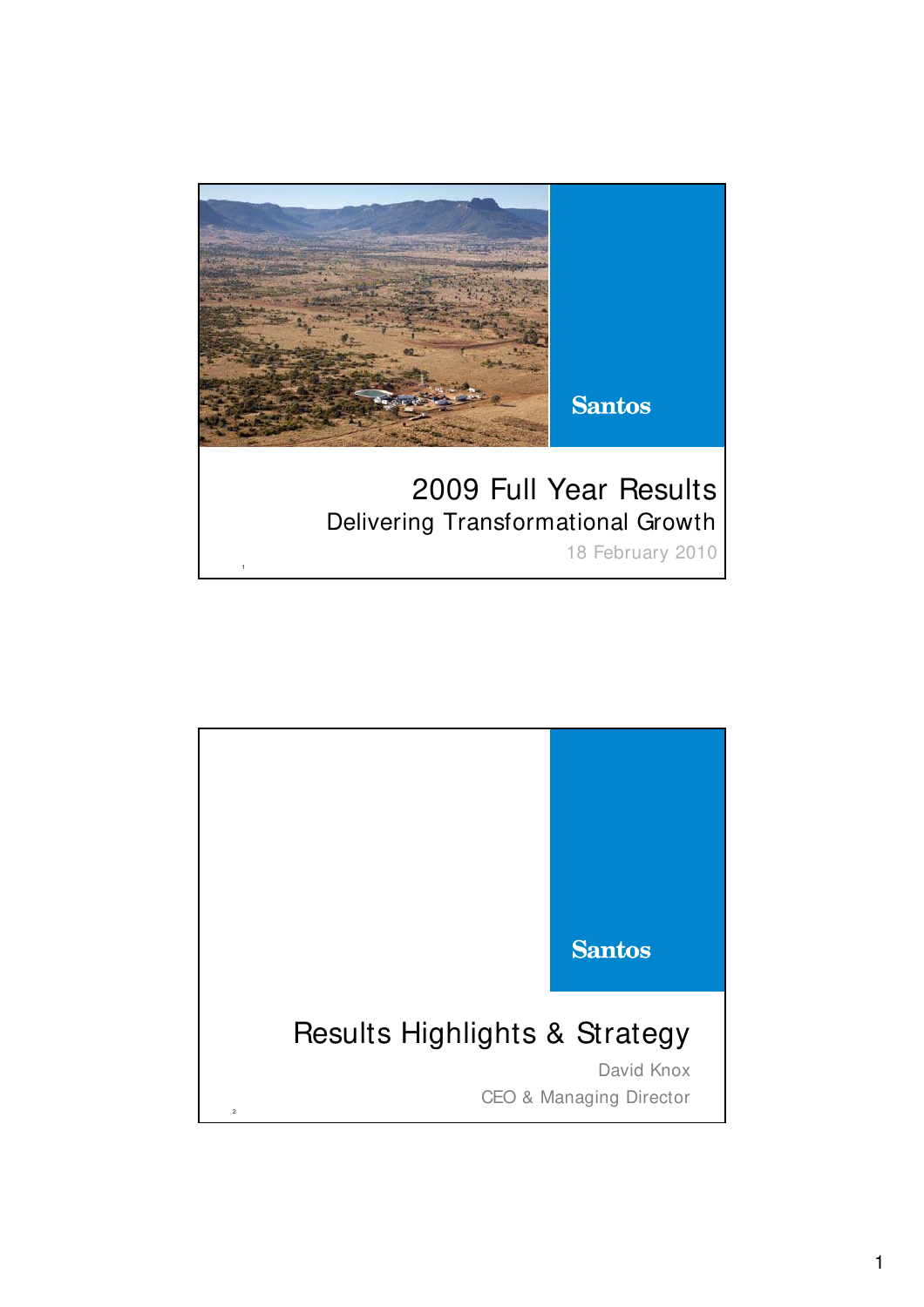Santos

# 2009 Full Year Results

## Delivering Transformational Growth

18 February 2010

Santos

# Results Highlights & Strategy

David Knox

CEO & Managing Director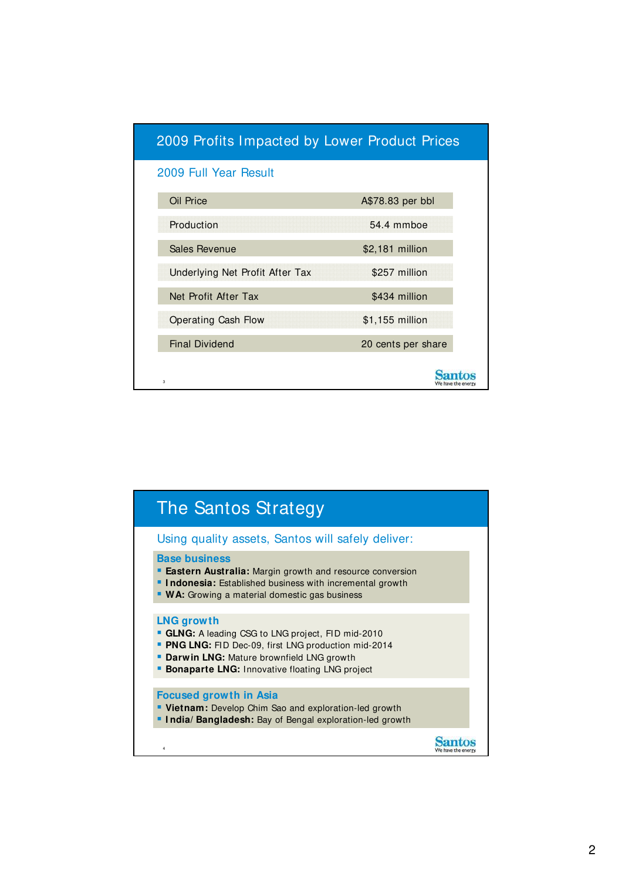## 2009 Profits Impacted by Lower Product Prices

### 2009 Full Year Result

| | |
|---|---|
| Oil Price | A$78.83 per bbl |
| Production | 54.4 mmboe |
| Sales Revenue | $2,181 million |
| Underlying Net Profit After Tax | $257 million |
| Net Profit After Tax | $434 million |
| Operating Cash Flow | $1,155 million |
| Final Dividend | 20 cents per share |

## The Santos Strategy

### Using quality assets, Santos will safely deliver:

**Base business**
- **Eastern Australia:** Margin growth and resource conversion
- **Indonesia:** Established business with incremental growth
- **WA:** Growing a material domestic gas business

**LNG growth**
- **GLNG:** A leading CSG to LNG project, FID mid-2010
- **PNG LNG:** FID Dec-09, first LNG production mid-2014
- **Darwin LNG:** Mature brownfield LNG growth
- **Bonaparte LNG:** Innovative floating LNG project

**Focused growth in Asia**
- **Vietnam:** Develop Chim Sao and exploration-led growth
- **India/ Bangladesh:** Bay of Bengal exploration-led growth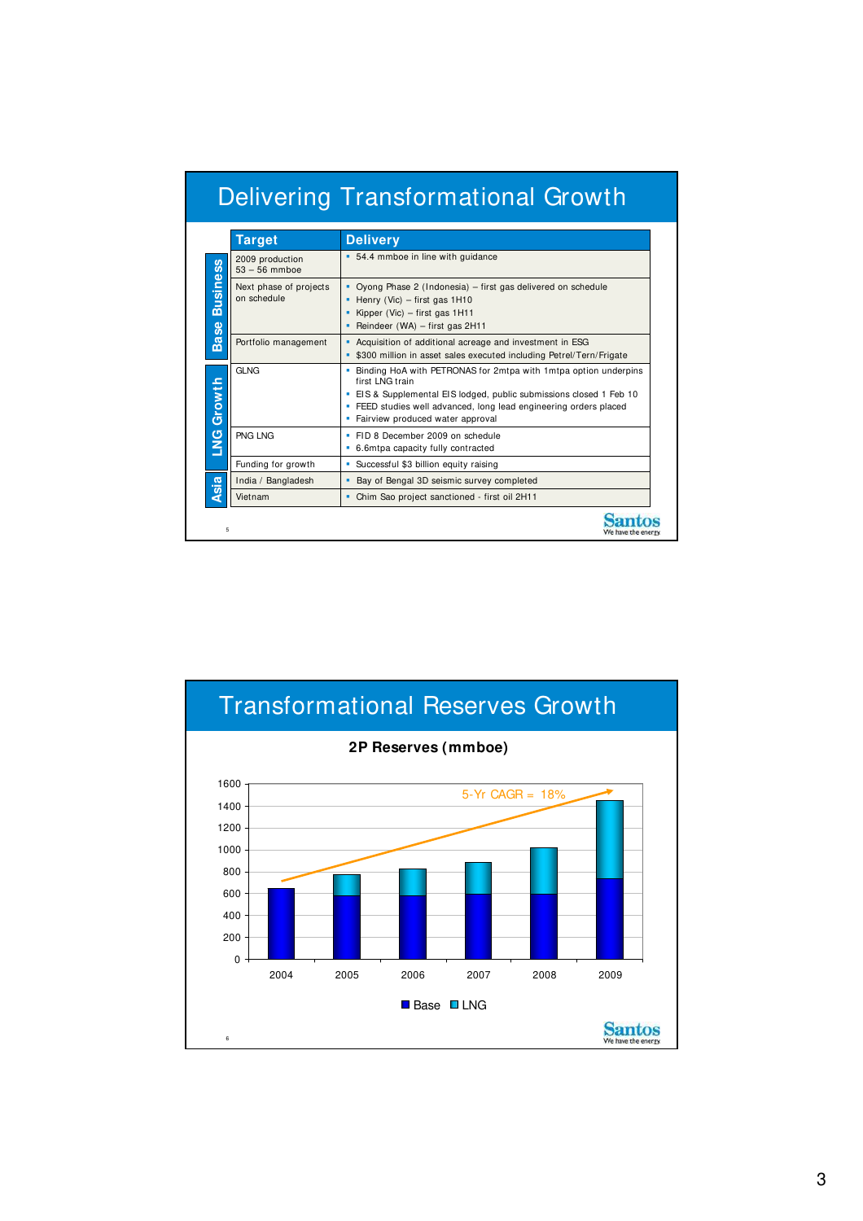# Delivering Transformational Growth

| | Target | Delivery |
|---|---|---|
| Base Business | 2009 production 53 – 56 mmboe | ▪ 54.4 mmboe in line with guidance |
| | Next phase of projects on schedule | ▪ Oyong Phase 2 (Indonesia) – first gas delivered on schedule<br>▪ Henry (Vic) – first gas 1H10<br>▪ Kipper (Vic) – first gas 1H11<br>▪ Reindeer (WA) – first gas 2H11 |
| | Portfolio management | ▪ Acquisition of additional acreage and investment in ESG<br>▪ $300 million in asset sales executed including Petrel/Tern/Frigate |
| LNG Growth | GLNG | ▪ Binding HoA with PETRONAS for 2mtpa with 1mtpa option underpins first LNG train<br>▪ EIS & Supplemental EIS lodged, public submissions closed 1 Feb 10<br>▪ FEED studies well advanced, long lead engineering orders placed<br>▪ Fairview produced water approval |
| | PNG LNG | ▪ FID 8 December 2009 on schedule<br>▪ 6.6mtpa capacity fully contracted |
| | Funding for growth | ▪ Successful $3 billion equity raising |
| Asia | India / Bangladesh | ▪ Bay of Bengal 3D seismic survey completed |
| | Vietnam | ▪ Chim Sao project sanctioned - first oil 2H11 |

Santos
We have the energy

# Transformational Reserves Growth

**2P Reserves (mmboe)**

| Year | Base | LNG |
|---|---|---|
| 2004 | ~645 | – |
| 2005 | ~580 | ~195 |
| 2006 | ~580 | ~245 |
| 2007 | ~595 | ~290 |
| 2008 | ~595 | ~430 |
| 2009 | ~740 | ~705 |

5-Yr CAGR = 18%

■ Base ■ LNG

Santos
We have the energy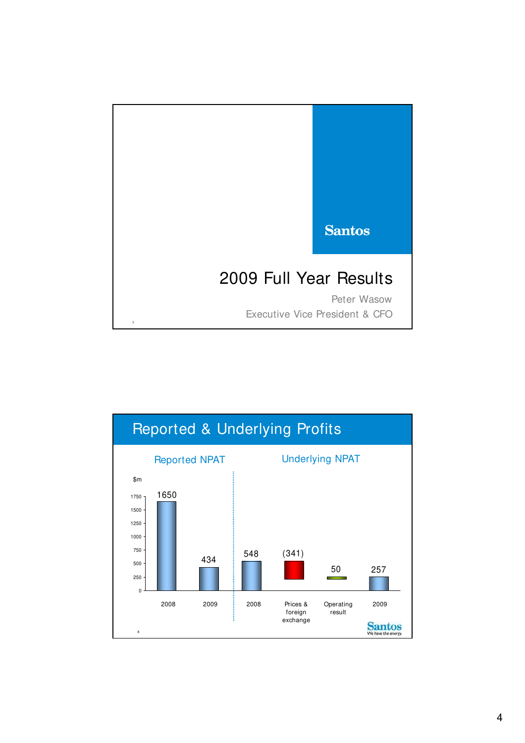Santos

# 2009 Full Year Results

Peter Wasow

Executive Vice President & CFO

## Reported & Underlying Profits

**Reported NPAT** ($m)

| Year | NPAT |
|---|---|
| 2008 | 1650 |
| 2009 | 434 |

**Underlying NPAT** ($m)

| Item | $m |
|---|---|
| 2008 | 548 |
| Prices & foreign exchange | (341) |
| Operating result | 50 |
| 2009 | 257 |

Santos — We have the energy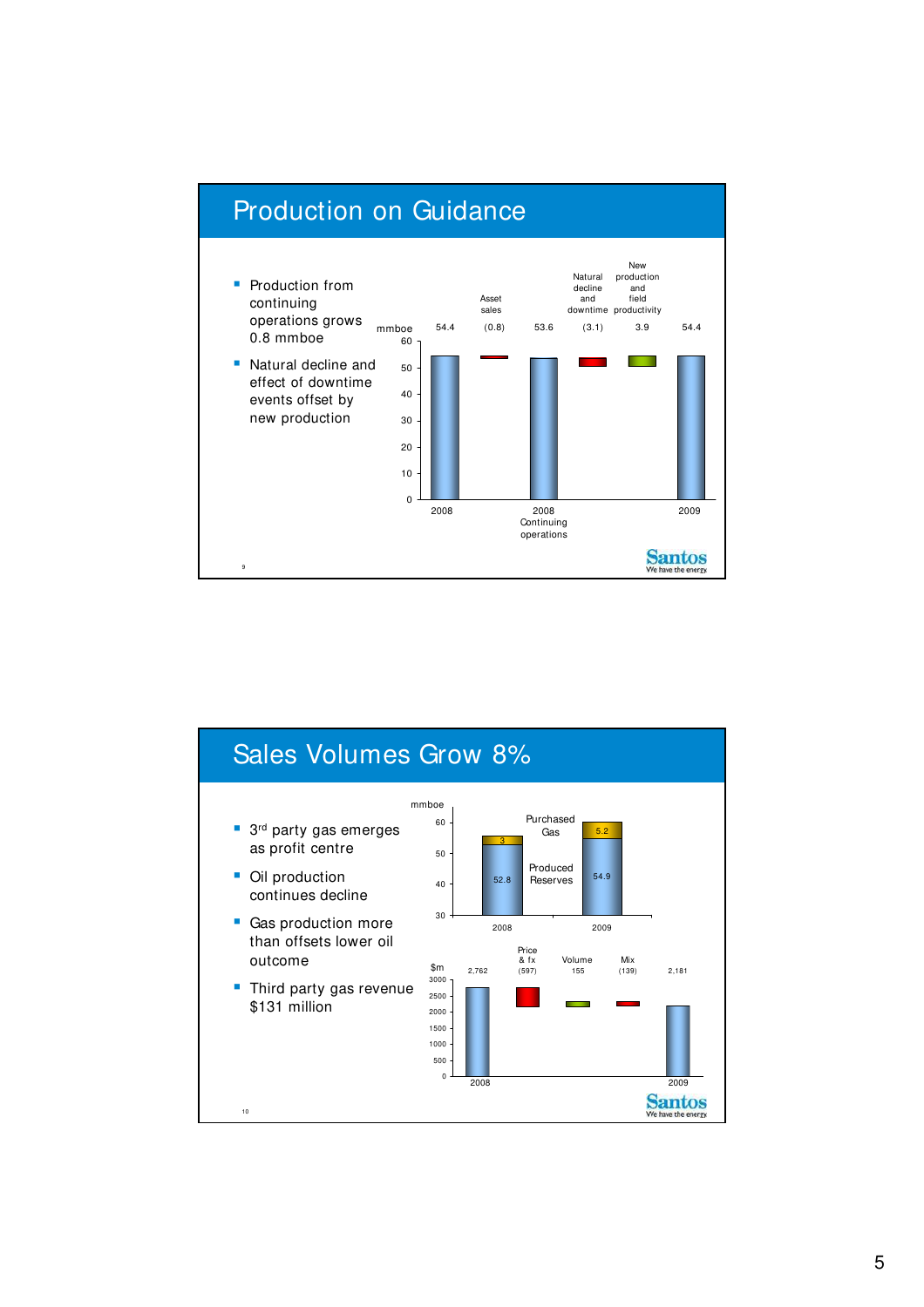## Production on Guidance

- Production from continuing operations grows 0.8 mmboe
- Natural decline and effect of downtime events offset by new production

| mmboe | 2008 | Asset sales | 2008 Continuing operations | Natural decline and downtime | New production and field productivity | 2009 |
|---|---|---|---|---|---|---|
| | 54.4 | (0.8) | 53.6 | (3.1) | 3.9 | 54.4 |

## Sales Volumes Grow 8%

- 3rd party gas emerges as profit centre
- Oil production continues decline
- Gas production more than offsets lower oil outcome
- Third party gas revenue $131 million

| mmboe | 2008 | 2009 |
|---|---|---|
| Purchased Gas | 3 | 5.2 |
| Produced Reserves | 52.8 | 54.9 |

| $m | 2008 | Price & fx | Volume | Mix | 2009 |
|---|---|---|---|---|---|
| | 2,762 | (597) | 155 | (139) | 2,181 |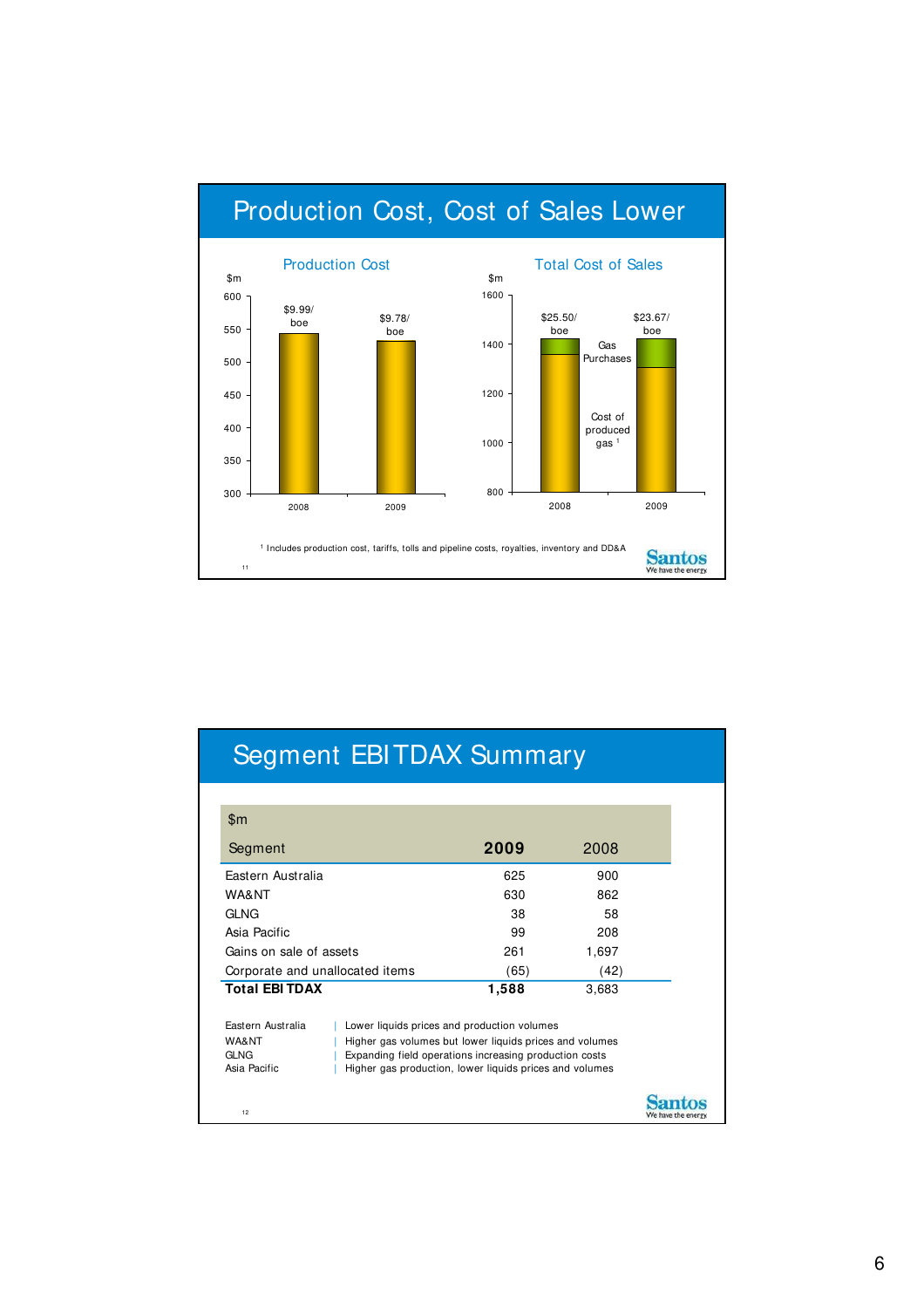## Production Cost, Cost of Sales Lower

**Production Cost**

$m

| Year | Production Cost |
|---|---|
| 2008 | $9.99/boe |
| 2009 | $9.78/boe |

**Total Cost of Sales**

$m

| Year | Total Cost of Sales |
|---|---|
| 2008 | $25.50/boe |
| 2009 | $23.67/boe |

Components: Gas Purchases; Cost of produced gas [1]

[1] Includes production cost, tariffs, tolls and pipeline costs, royalties, inventory and DD&A

## Segment EBITDAX Summary

| $m Segment | 2009 | 2008 |
|---|---|---|
| Eastern Australia | 625 | 900 |
| WA&NT | 630 | 862 |
| GLNG | 38 | 58 |
| Asia Pacific | 99 | 208 |
| Gains on sale of assets | 261 | 1,697 |
| Corporate and unallocated items | (65) | (42) |
| **Total EBITDAX** | **1,588** | 3,683 |

- Eastern Australia | Lower liquids prices and production volumes
- WA&NT | Higher gas volumes but lower liquids prices and volumes
- GLNG | Expanding field operations increasing production costs
- Asia Pacific | Higher gas production, lower liquids prices and volumes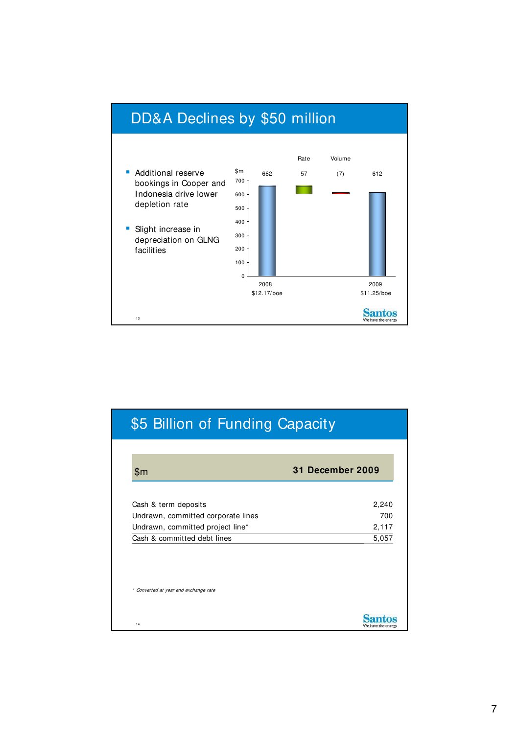## DD&A Declines by $50 million

- Additional reserve bookings in Cooper and Indonesia drive lower depletion rate
- Slight increase in depreciation on GLNG facilities

| $m | 2008 | Rate | Volume | 2009 |
|---|---|---|---|---|
| DD&A | 662 | 57 | (7) | 612 |
| | $12.17/boe | | | $11.25/boe |

## $5 Billion of Funding Capacity

| $m | 31 December 2009 |
|---|---|
| Cash & term deposits | 2,240 |
| Undrawn, committed corporate lines | 700 |
| Undrawn, committed project line* | 2,117 |
| Cash & committed debt lines | 5,057 |

*\* Converted at year end exchange rate*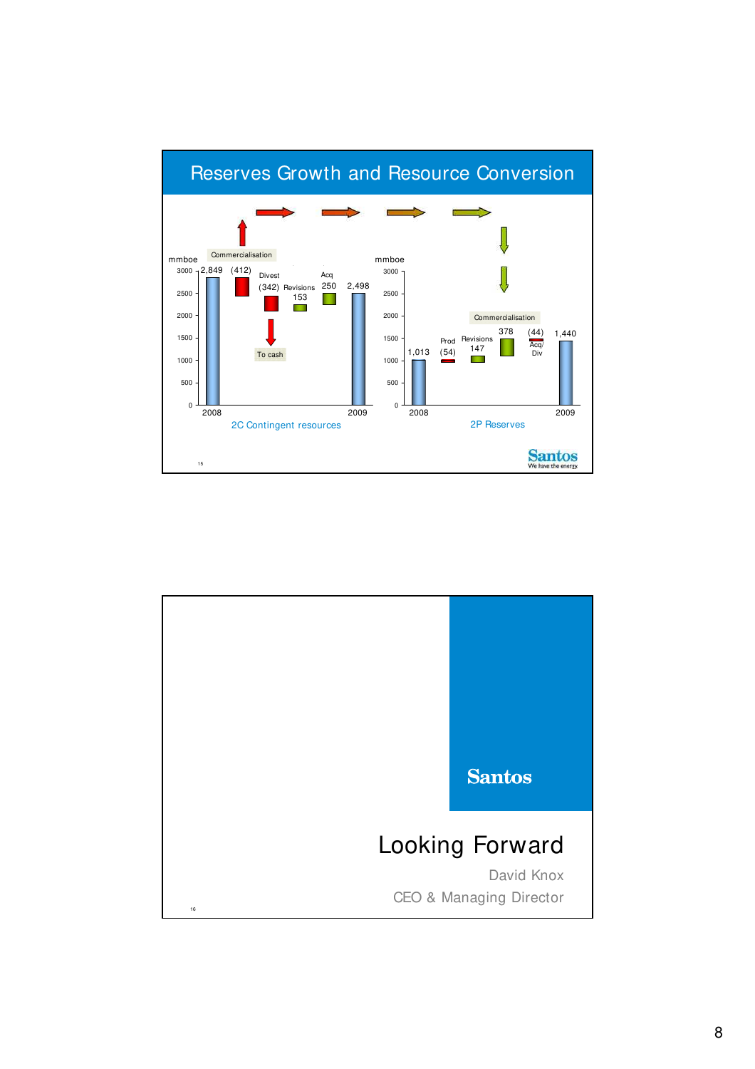## Reserves Growth and Resource Conversion

**2C Contingent resources** (mmboe)

| | Value |
|---|---|
| 2008 | 2,849 |
| Commercialisation | (412) |
| Divest | (342) |
| Revisions | 153 |
| Acq | 250 |
| 2009 | 2,498 |

To cash

**2P Reserves** (mmboe)

| | Value |
|---|---|
| 2008 | 1,013 |
| Prod | (54) |
| Revisions | 147 |
| Commercialisation | 378 |
| Acq/Div | (44) |
| 2009 | 1,440 |

Santos — We have the energy

---

Santos

# Looking Forward

David Knox

CEO & Managing Director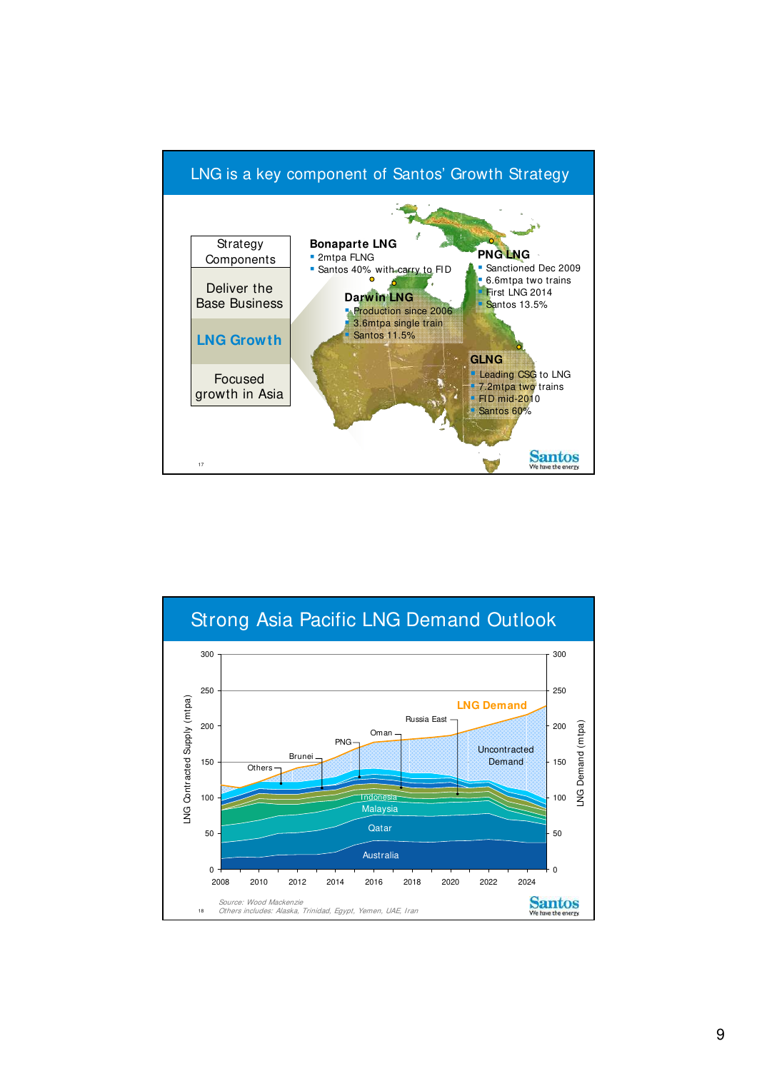## LNG is a key component of Santos' Growth Strategy

| Strategy Components |
|---|
| Deliver the Base Business |
| **LNG Growth** |
| Focused growth in Asia |

**Bonaparte LNG**

- 2mtpa FLNG
- Santos 40% with carry to FID

**PNG LNG**

- Sanctioned Dec 2009
- 6.6mtpa two trains
- First LNG 2014
- Santos 13.5%

**Darwin LNG**

- Production since 2006
- 3.6mtpa single train
- Santos 11.5%

**GLNG**

- Leading CSG to LNG
- 7.2mtpa two trains
- FID mid-2010
- Santos 60%

17

Santos
We have the energy

## Strong Asia Pacific LNG Demand Outlook

LNG Contracted Supply (mtpa) / LNG Demand (mtpa), 2008–2024

Chart labels: LNG Demand; Uncontracted Demand; Russia East; Oman; PNG; Brunei; Others; Indonesia; Malaysia; Qatar; Australia

*Source: Wood Mackenzie*
*Others includes: Alaska, Trinidad, Egypt, Yemen, UAE, Iran*

18

Santos
We have the energy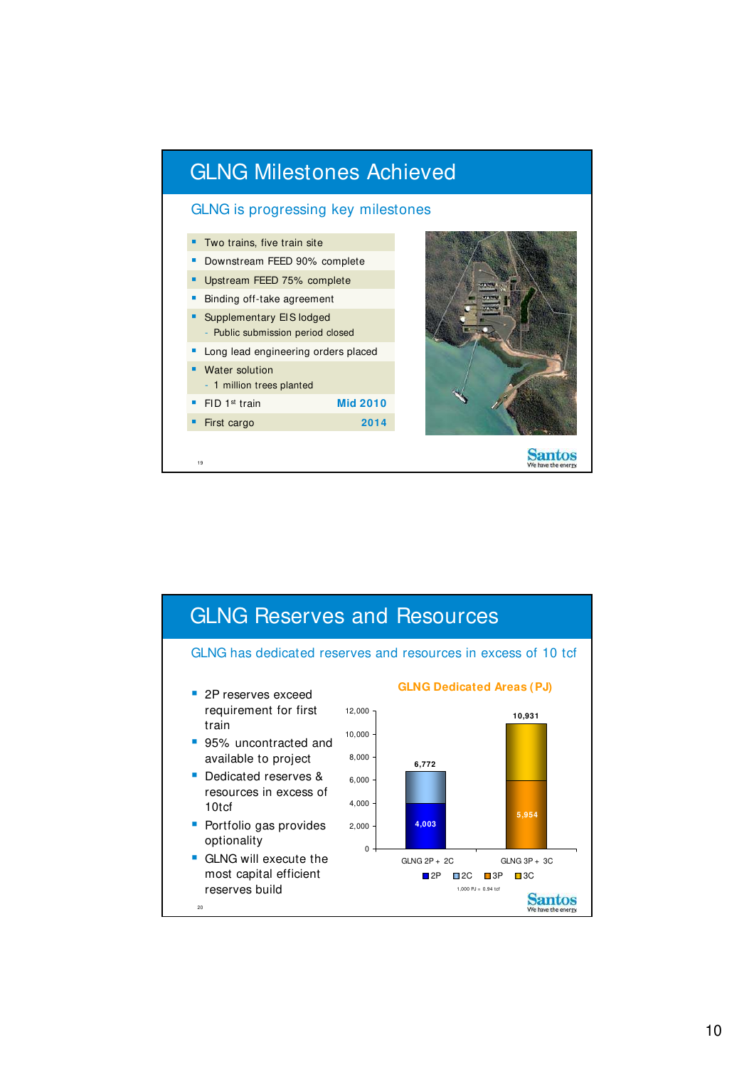# GLNG Milestones Achieved

## GLNG is progressing key milestones

- Two trains, five train site
- Downstream FEED 90% complete
- Upstream FEED 75% complete
- Binding off-take agreement
- Supplementary EIS lodged
  - Public submission period closed
- Long lead engineering orders placed
- Water solution
  - 1 million trees planted
- FID 1st train **Mid 2010**
- First cargo **2014**

# GLNG Reserves and Resources

## GLNG has dedicated reserves and resources in excess of 10 tcf

- 2P reserves exceed requirement for first train
- 95% uncontracted and available to project
- Dedicated reserves & resources in excess of 10tcf
- Portfolio gas provides optionality
- GLNG will execute the most capital efficient reserves build

**GLNG Dedicated Areas (PJ)**

| | GLNG 2P + 2C | GLNG 3P + 3C |
|---|---|---|
| 2P | 4,003 | |
| 2C | | |
| 3P | | 5,954 |
| 3C | | |
| Total | 6,772 | 10,931 |

1,000 PJ = 0.94 tcf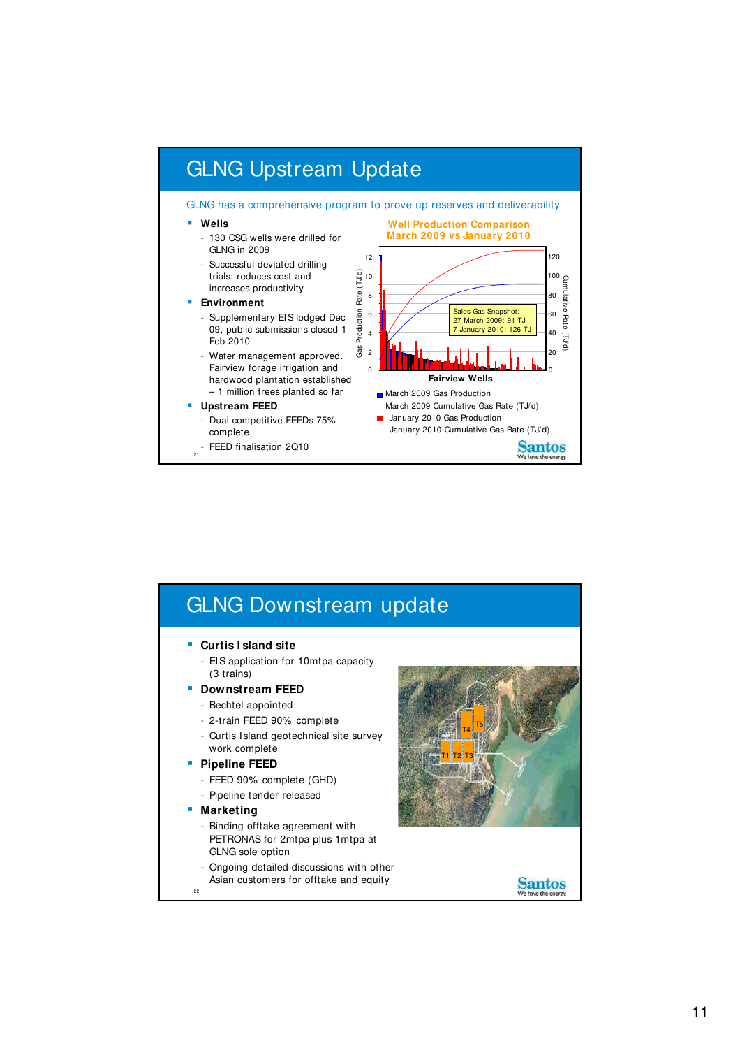# GLNG Upstream Update

GLNG has a comprehensive program to prove up reserves and deliverability

- **Wells**
  - 130 CSG wells were drilled for GLNG in 2009
  - Successful deviated drilling trials: reduces cost and increases productivity
- **Environment**
  - Supplementary EIS lodged Dec 09, public submissions closed 1 Feb 2010
  - Water management approved. Fairview forage irrigation and hardwood plantation established – 1 million trees planted so far
- **Upstream FEED**
  - Dual competitive FEEDs 75% complete
  - FEED finalisation 2Q10

**Well Production Comparison March 2009 vs January 2010**

Sales Gas Snapshot:
27 March 2009: 91 TJ
7 January 2010: 126 TJ

Fairview Wells

- March 2009 Gas Production
- March 2009 Cumulative Gas Rate (TJ/d)
- January 2010 Gas Production
- January 2010 Cumulative Gas Rate (TJ/d)

# GLNG Downstream update

- **Curtis Island site**
  - EIS application for 10mtpa capacity (3 trains)
- **Downstream FEED**
  - Bechtel appointed
  - 2-train FEED 90% complete
  - Curtis Island geotechnical site survey work complete
- **Pipeline FEED**
  - FEED 90% complete (GHD)
  - Pipeline tender released
- **Marketing**
  - Binding offtake agreement with PETRONAS for 2mtpa plus 1mtpa at GLNG sole option
  - Ongoing detailed discussions with other Asian customers for offtake and equity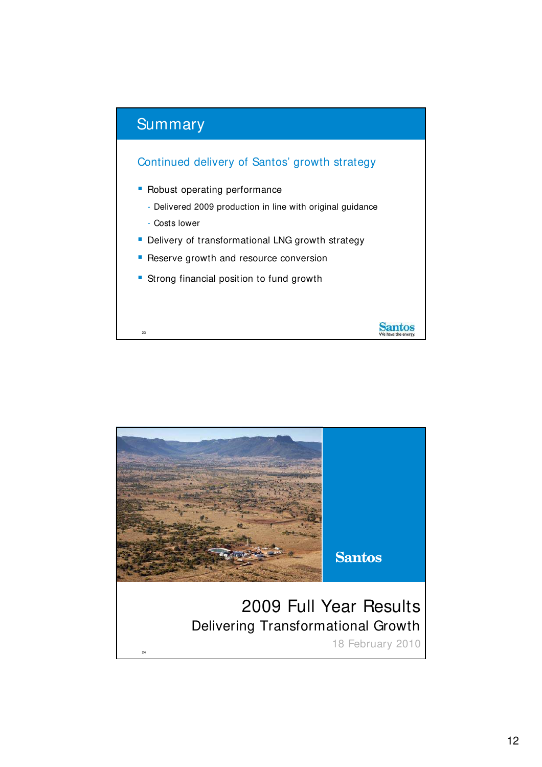## Summary

### Continued delivery of Santos' growth strategy

- Robust operating performance
  - Delivered 2009 production in line with original guidance
  - Costs lower
- Delivery of transformational LNG growth strategy
- Reserve growth and resource conversion
- Strong financial position to fund growth

Santos
We have the energy

---

Santos

# 2009 Full Year Results

## Delivering Transformational Growth

18 February 2010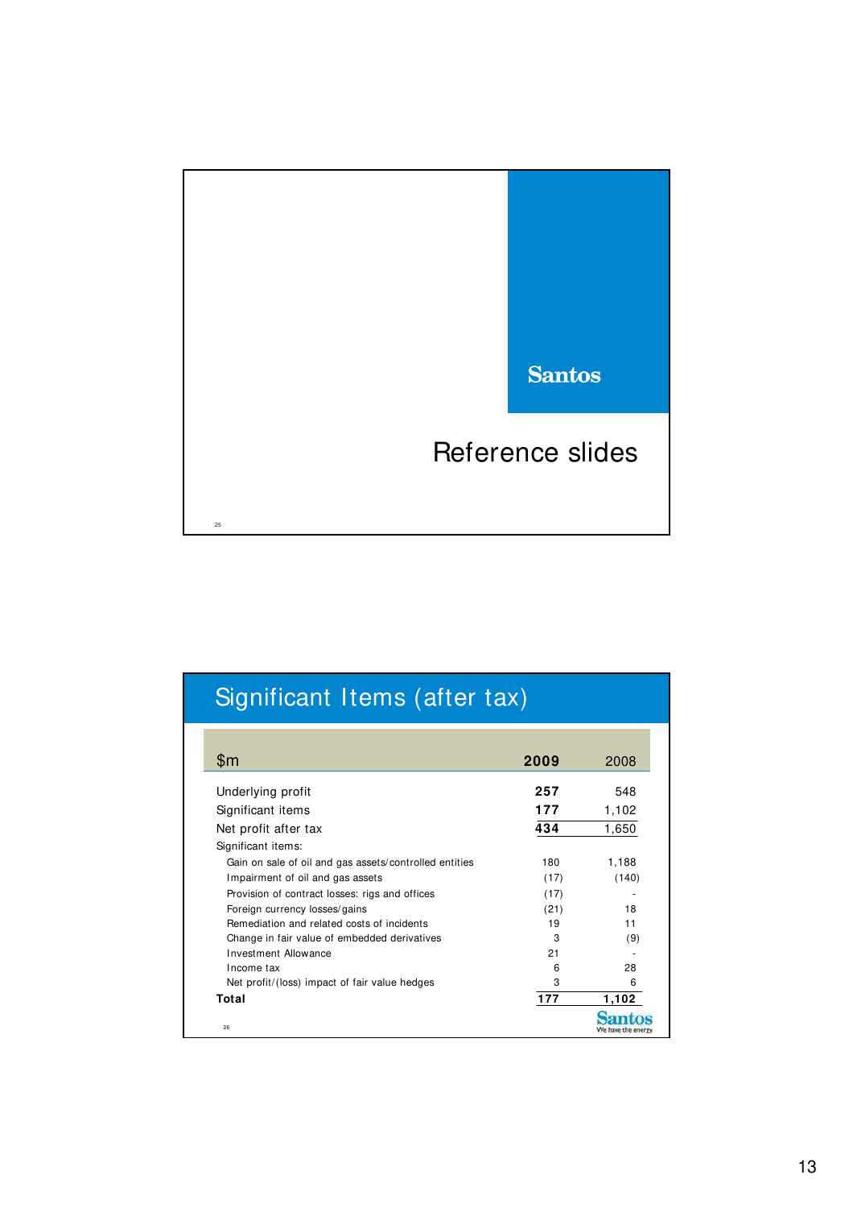Santos

# Reference slides

## Significant Items (after tax)

| $m | 2009 | 2008 |
|---|---|---|
| Underlying profit | **257** | 548 |
| Significant items | **177** | 1,102 |
| Net profit after tax | **434** | 1,650 |
| Significant items: | | |
| Gain on sale of oil and gas assets/controlled entities | 180 | 1,188 |
| Impairment of oil and gas assets | (17) | (140) |
| Provision of contract losses: rigs and offices | (17) | - |
| Foreign currency losses/gains | (21) | 18 |
| Remediation and related costs of incidents | 19 | 11 |
| Change in fair value of embedded derivatives | 3 | (9) |
| Investment Allowance | 21 | - |
| Income tax | 6 | 28 |
| Net profit/(loss) impact of fair value hedges | 3 | 6 |
| **Total** | **177** | **1,102** |

Santos
We have the energy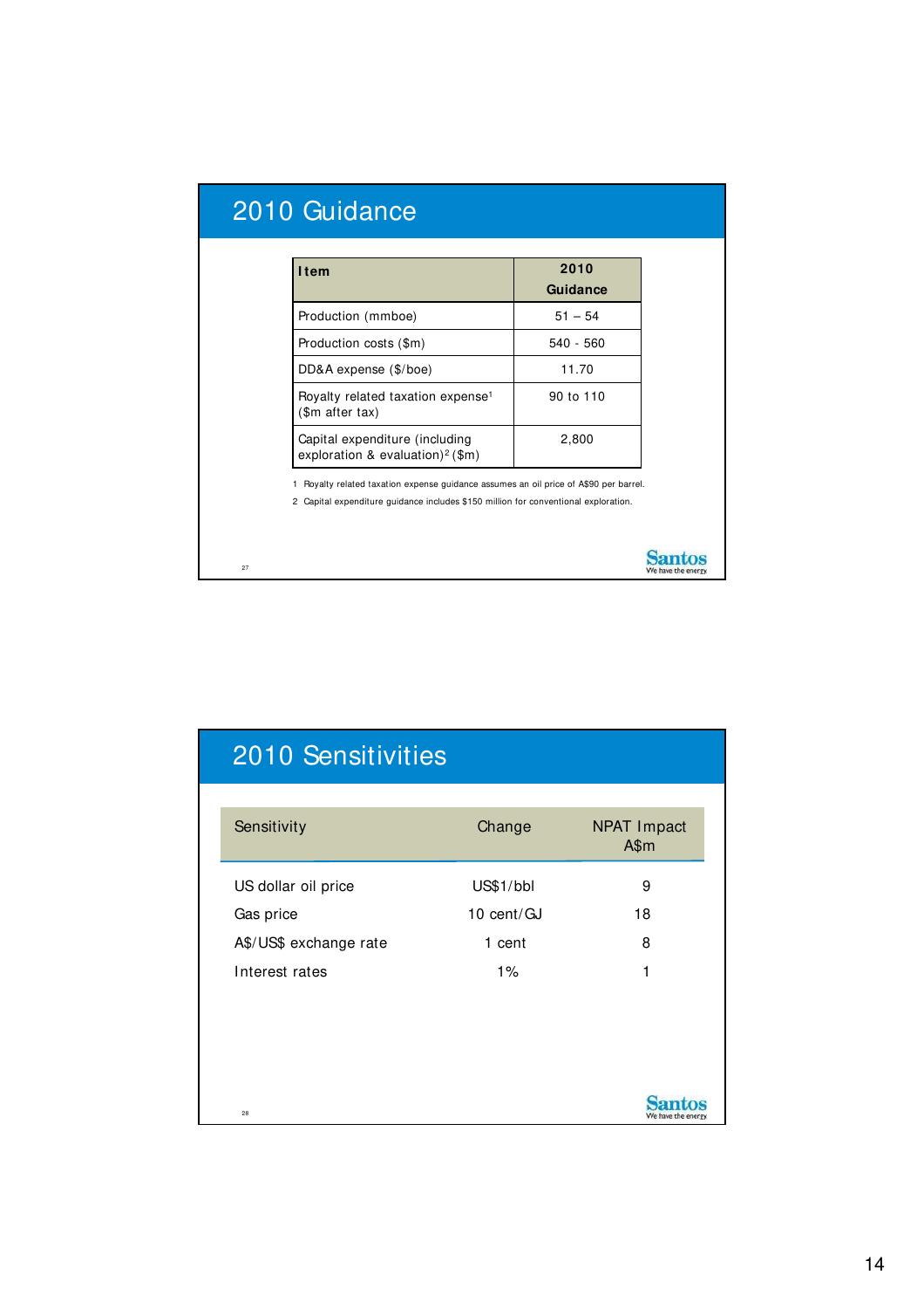## 2010 Guidance

| Item | 2010 Guidance |
|---|---|
| Production (mmboe) | 51 – 54 |
| Production costs ($m) | 540 - 560 |
| DD&A expense ($/boe) | 11.70 |
| Royalty related taxation expense[1] ($m after tax) | 90 to 110 |
| Capital expenditure (including exploration & evaluation)[2] ($m) | 2,800 |

1 Royalty related taxation expense guidance assumes an oil price of A$90 per barrel.

2 Capital expenditure guidance includes $150 million for conventional exploration.

## 2010 Sensitivities

| Sensitivity | Change | NPAT Impact A$m |
|---|---|---|
| US dollar oil price | US$1/bbl | 9 |
| Gas price | 10 cent/GJ | 18 |
| A$/US$ exchange rate | 1 cent | 8 |
| Interest rates | 1% | 1 |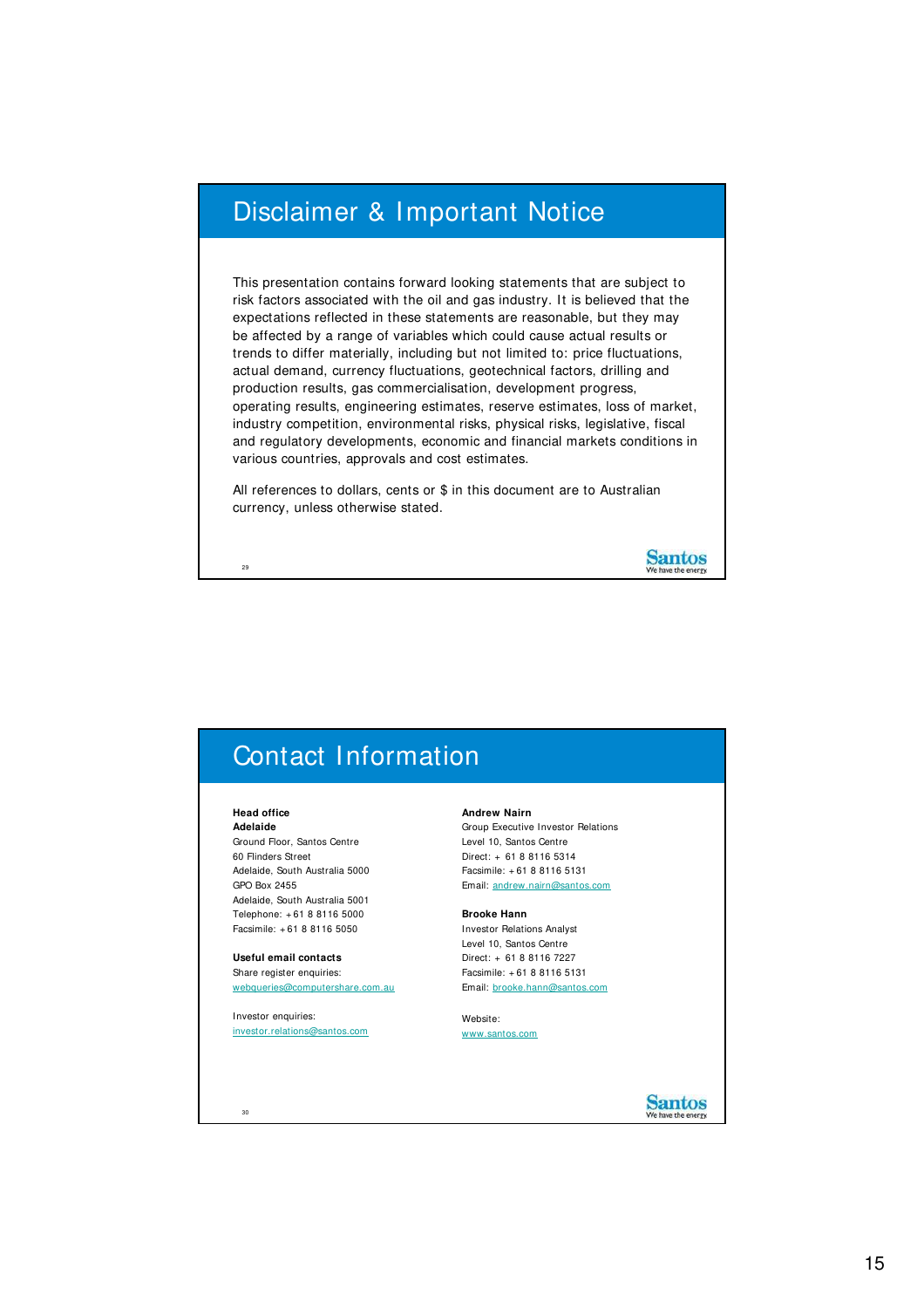# Disclaimer & Important Notice

This presentation contains forward looking statements that are subject to risk factors associated with the oil and gas industry. It is believed that the expectations reflected in these statements are reasonable, but they may be affected by a range of variables which could cause actual results or trends to differ materially, including but not limited to: price fluctuations, actual demand, currency fluctuations, geotechnical factors, drilling and production results, gas commercialisation, development progress, operating results, engineering estimates, reserve estimates, loss of market, industry competition, environmental risks, physical risks, legislative, fiscal and regulatory developments, economic and financial markets conditions in various countries, approvals and cost estimates.

All references to dollars, cents or $ in this document are to Australian currency, unless otherwise stated.

Santos
We have the energy

# Contact Information

**Head office**
**Adelaide**
Ground Floor, Santos Centre
60 Flinders Street
Adelaide, South Australia 5000
GPO Box 2455
Adelaide, South Australia 5001
Telephone: +61 8 8116 5000
Facsimile: +61 8 8116 5050

**Useful email contacts**
Share register enquiries:
webqueries@computershare.com.au

Investor enquiries:
investor.relations@santos.com

**Andrew Nairn**
Group Executive Investor Relations
Level 10, Santos Centre
Direct: + 61 8 8116 5314
Facsimile: +61 8 8116 5131
Email: andrew.nairn@santos.com

**Brooke Hann**
Investor Relations Analyst
Level 10, Santos Centre
Direct: + 61 8 8116 7227
Facsimile: +61 8 8116 5131
Email: brooke.hann@santos.com

Website:
www.santos.com

Santos
We have the energy